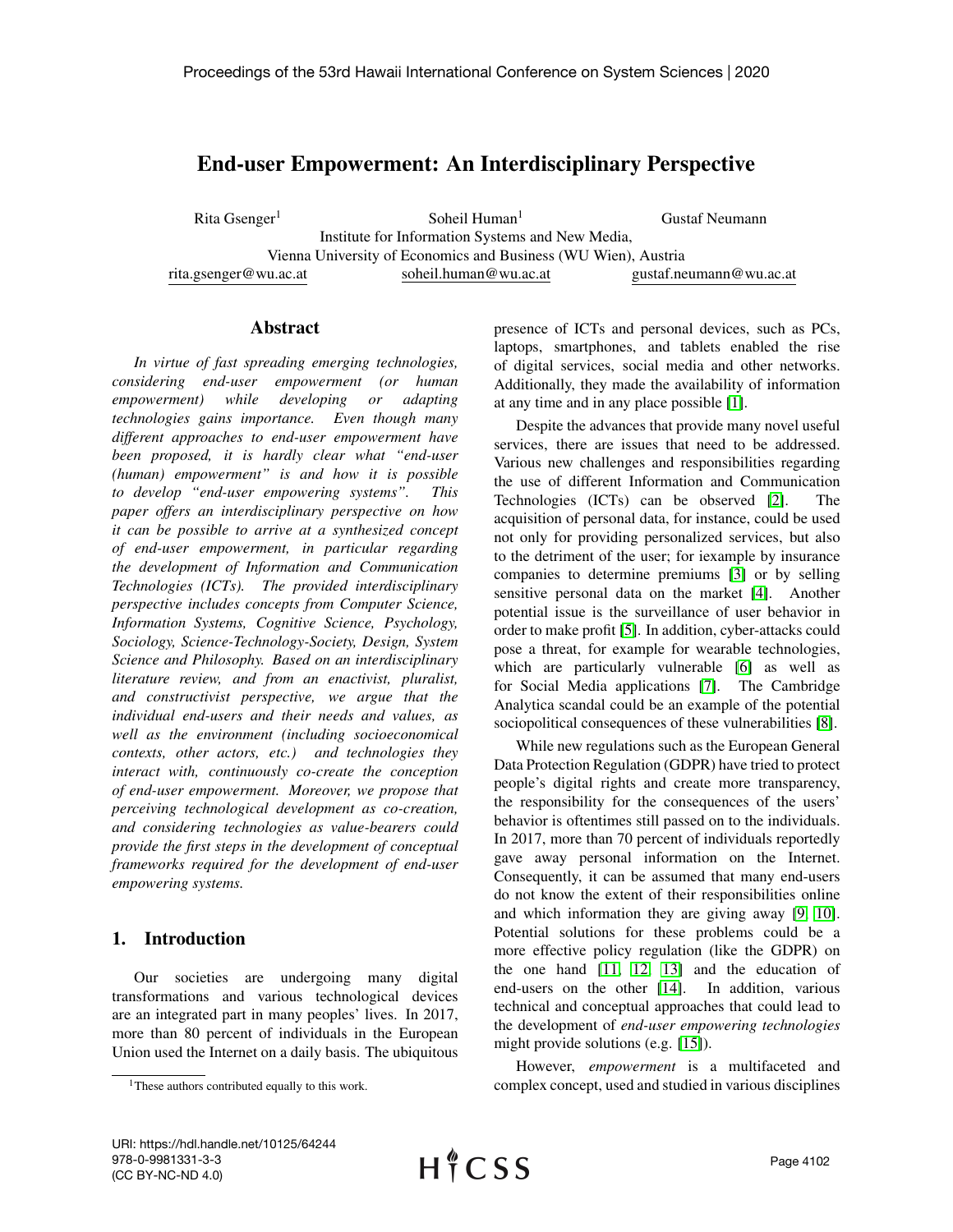// Thinking omitted. Reminder to self: thinking text goes in the structured thinking field only; never reproduce it in the response.

# End-user Empowerment: An Interdisciplinary Perspective

Rita Gsenger[1], Soheil Human[1], Gustaf Neumann

Institute for Information Systems and New Media,
Vienna University of Economics and Business (WU Wien), Austria

rita.gsenger@wu.ac.at, soheil.human@wu.ac.at, gustaf.neumann@wu.ac.at

## Abstract

*In virtue of fast spreading emerging technologies, considering end-user empowerment (or human empowerment) while developing or adapting technologies gains importance. Even though many different approaches to end-user empowerment have been proposed, it is hardly clear what "end-user (human) empowerment" is and how it is possible to develop "end-user empowering systems". This paper offers an interdisciplinary perspective on how it can be possible to arrive at a synthesized concept of end-user empowerment, in particular regarding the development of Information and Communication Technologies (ICTs). The provided interdisciplinary perspective includes concepts from Computer Science, Information Systems, Cognitive Science, Psychology, Sociology, Science-Technology-Society, Design, System Science and Philosophy. Based on an interdisciplinary literature review, and from an enactivist, pluralist, and constructivist perspective, we argue that the individual end-users and their needs and values, as well as the environment (including socioeconomical contexts, other actors, etc.) and technologies they interact with, continuously co-create the conception of end-user empowerment. Moreover, we propose that perceiving technological development as co-creation, and considering technologies as value-bearers could provide the first steps in the development of conceptual frameworks required for the development of end-user empowering systems.*

## 1. Introduction

Our societies are undergoing many digital transformations and various technological devices are an integrated part in many peoples' lives. In 2017, more than 80 percent of individuals in the European Union used the Internet on a daily basis. The ubiquitous presence of ICTs and personal devices, such as PCs, laptops, smartphones, and tablets enabled the rise of digital services, social media and other networks. Additionally, they made the availability of information at any time and in any place possible [1].

Despite the advances that provide many novel useful services, there are issues that need to be addressed. Various new challenges and responsibilities regarding the use of different Information and Communication Technologies (ICTs) can be observed [2]. The acquisition of personal data, for instance, could be used not only for providing personalized services, but also to the detriment of the user; for iexample by insurance companies to determine premiums [3] or by selling sensitive personal data on the market [4]. Another potential issue is the surveillance of user behavior in order to make profit [5]. In addition, cyber-attacks could pose a threat, for example for wearable technologies, which are particularly vulnerable [6] as well as for Social Media applications [7]. The Cambridge Analytica scandal could be an example of the potential sociopolitical consequences of these vulnerabilities [8].

While new regulations such as the European General Data Protection Regulation (GDPR) have tried to protect people's digital rights and create more transparency, the responsibility for the consequences of the users' behavior is oftentimes still passed on to the individuals. In 2017, more than 70 percent of individuals reportedly gave away personal information on the Internet. Consequently, it can be assumed that many end-users do not know the extent of their responsibilities online and which information they are giving away [9, 10]. Potential solutions for these problems could be a more effective policy regulation (like the GDPR) on the one hand [11, 12, 13] and the education of end-users on the other [14]. In addition, various technical and conceptual approaches that could lead to the development of *end-user empowering technologies* might provide solutions (e.g. [15]).

However, *empowerment* is a multifaceted and complex concept, used and studied in various disciplines

[1] These authors contributed equally to this work.

URI: https://hdl.handle.net/10125/64244
978-0-9981331-3-3
(CC BY-NC-ND 4.0)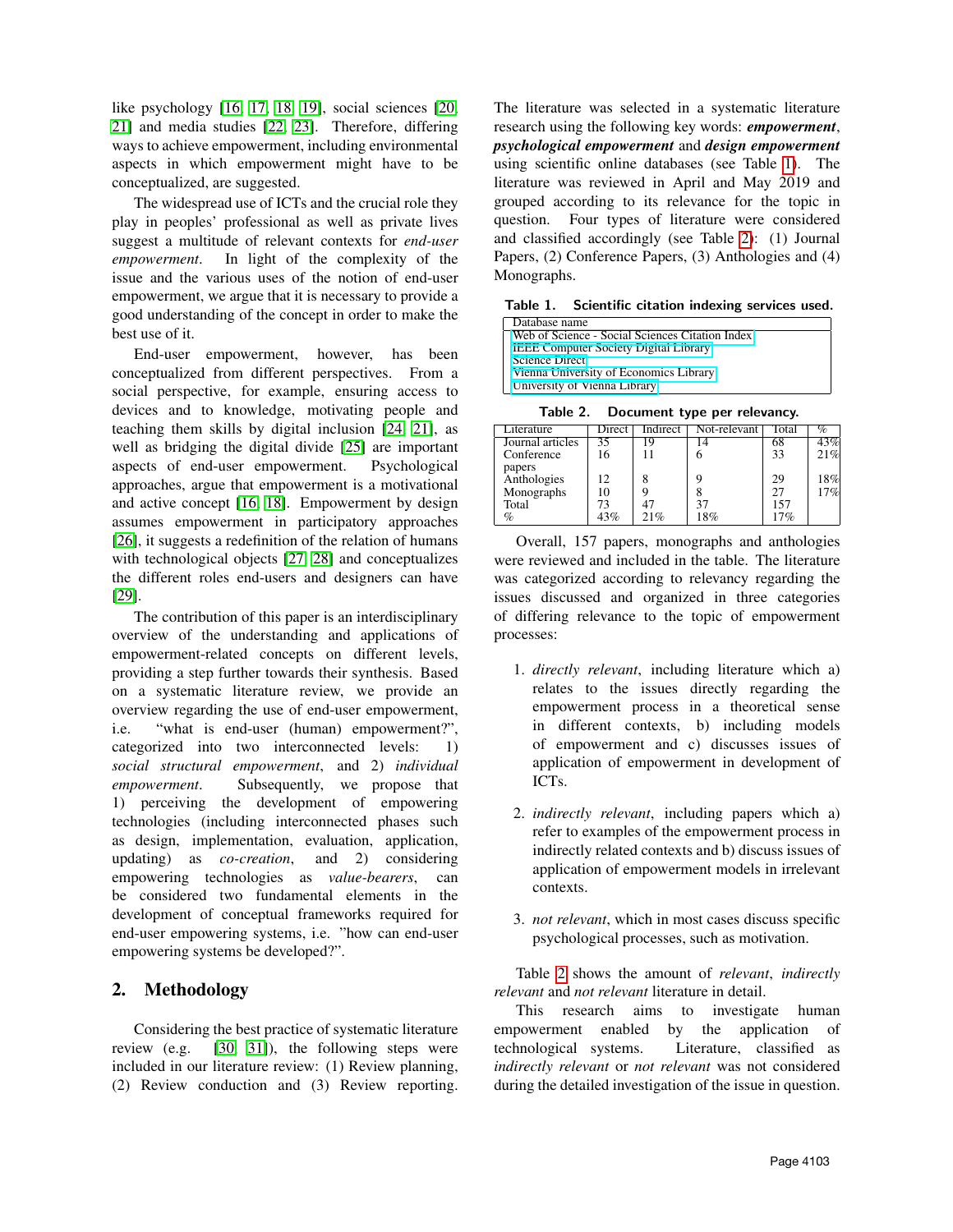like psychology [16, 17, 18, 19], social sciences [20, 21] and media studies [22, 23]. Therefore, differing ways to achieve empowerment, including environmental aspects in which empowerment might have to be conceptualized, are suggested.

The widespread use of ICTs and the crucial role they play in peoples' professional as well as private lives suggest a multitude of relevant contexts for *end-user empowerment*. In light of the complexity of the issue and the various uses of the notion of end-user empowerment, we argue that it is necessary to provide a good understanding of the concept in order to make the best use of it.

End-user empowerment, however, has been conceptualized from different perspectives. From a social perspective, for example, ensuring access to devices and to knowledge, motivating people and teaching them skills by digital inclusion [24, 21], as well as bridging the digital divide [25] are important aspects of end-user empowerment. Psychological approaches, argue that empowerment is a motivational and active concept [16, 18]. Empowerment by design assumes empowerment in participatory approaches [26], it suggests a redefinition of the relation of humans with technological objects [27, 28] and conceptualizes the different roles end-users and designers can have [29].

The contribution of this paper is an interdisciplinary overview of the understanding and applications of empowerment-related concepts on different levels, providing a step further towards their synthesis. Based on a systematic literature review, we provide an overview regarding the use of end-user empowerment, i.e. "what is end-user (human) empowerment?", categorized into two interconnected levels: 1) *social structural empowerment*, and 2) *individual empowerment*. Subsequently, we propose that 1) perceiving the development of empowering technologies (including interconnected phases such as design, implementation, evaluation, application, updating) as *co-creation*, and 2) considering empowering technologies as *value-bearers*, can be considered two fundamental elements in the development of conceptual frameworks required for end-user empowering systems, i.e. "how can end-user empowering systems be developed?".

## 2. Methodology

Considering the best practice of systematic literature review (e.g. [30, 31]), the following steps were included in our literature review: (1) Review planning, (2) Review conduction and (3) Review reporting. The literature was selected in a systematic literature research using the following key words: ***empowerment***, ***psychological empowerment*** and ***design empowerment*** using scientific online databases (see Table 1). The literature was reviewed in April and May 2019 and grouped according to its relevance for the topic in question. Four types of literature were considered and classified accordingly (see Table 2): (1) Journal Papers, (2) Conference Papers, (3) Anthologies and (4) Monographs.

**Table 1. Scientific citation indexing services used.**

| Database name |
|---|
| Web of Science - Social Sciences Citation Index |
| IEEE Computer Society Digital Library |
| Science Direct |
| Vienna University of Economics Library |
| University of Vienna Library |

**Table 2. Document type per relevancy.**

| Literature | Direct | Indirect | Not-relevant | Total | % |
|---|---|---|---|---|---|
| Journal articles | 35 | 19 | 14 | 68 | 43% |
| Conference papers | 16 | 11 | 6 | 33 | 21% |
| Anthologies | 12 | 8 | 9 | 29 | 18% |
| Monographs | 10 | 9 | 8 | 27 | 17% |
| Total | 73 | 47 | 37 | 157 | |
| % | 43% | 21% | 18% | 17% | |

Overall, 157 papers, monographs and anthologies were reviewed and included in the table. The literature was categorized according to relevancy regarding the issues discussed and organized in three categories of differing relevance to the topic of empowerment processes:

1. *directly relevant*, including literature which a) relates to the issues directly regarding the empowerment process in a theoretical sense in different contexts, b) including models of empowerment and c) discusses issues of application of empowerment in development of ICTs.

2. *indirectly relevant*, including papers which a) refer to examples of the empowerment process in indirectly related contexts and b) discuss issues of application of empowerment models in irrelevant contexts.

3. *not relevant*, which in most cases discuss specific psychological processes, such as motivation.

Table 2 shows the amount of *relevant*, *indirectly relevant* and *not relevant* literature in detail.

This research aims to investigate human empowerment enabled by the application of technological systems. Literature, classified as *indirectly relevant* or *not relevant* was not considered during the detailed investigation of the issue in question.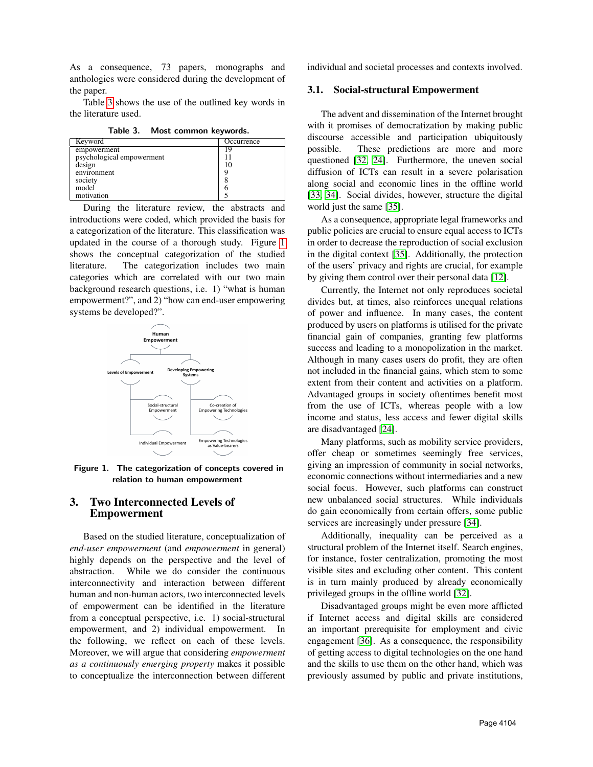As a consequence, 73 papers, monographs and anthologies were considered during the development of the paper.

Table 3 shows the use of the outlined key words in the literature used.

**Table 3. Most common keywords.**

| Keyword | Occurrence |
|---|---|
| empowerment | 19 |
| psychological empowerment | 11 |
| design | 10 |
| environment | 9 |
| society | 8 |
| model | 6 |
| motivation | 5 |

During the literature review, the abstracts and introductions were coded, which provided the basis for a categorization of the literature. This classification was updated in the course of a thorough study. Figure 1 shows the conceptual categorization of the studied literature. The categorization includes two main categories which are correlated with our two main background research questions, i.e. 1) "what is human empowerment?", and 2) "how can end-user empowering systems be developed?".

Human Empowerment
- Levels of Empowerment
  - Social-structural Empowerment
  - Individual Empowerment
- Developing Empowering Systems
  - Co-creation of Empowering Technologies
  - Empowering Technologies as Value-bearers

**Figure 1. The categorization of concepts covered in relation to human empowerment**

## 3. Two Interconnected Levels of Empowerment

Based on the studied literature, conceptualization of *end-user empowerment* (and *empowerment* in general) highly depends on the perspective and the level of abstraction. While we do consider the continuous interconnectivity and interaction between different human and non-human actors, two interconnected levels of empowerment can be identified in the literature from a conceptual perspective, i.e. 1) social-structural empowerment, and 2) individual empowerment. In the following, we reflect on each of these levels. Moreover, we will argue that considering *empowerment as a continuously emerging property* makes it possible to conceptualize the interconnection between different individual and societal processes and contexts involved.

### 3.1. Social-structural Empowerment

The advent and dissemination of the Internet brought with it promises of democratization by making public discourse accessible and participation ubiquitously possible. These predictions are more and more questioned [32, 24]. Furthermore, the uneven social diffusion of ICTs can result in a severe polarisation along social and economic lines in the offline world [33, 34]. Social divides, however, structure the digital world just the same [35].

As a consequence, appropriate legal frameworks and public policies are crucial to ensure equal access to ICTs in order to decrease the reproduction of social exclusion in the digital context [35]. Additionally, the protection of the users' privacy and rights are crucial, for example by giving them control over their personal data [12].

Currently, the Internet not only reproduces societal divides but, at times, also reinforces unequal relations of power and influence. In many cases, the content produced by users on platforms is utilised for the private financial gain of companies, granting few platforms success and leading to a monopolization in the market. Although in many cases users do profit, they are often not included in the financial gains, which stem to some extent from their content and activities on a platform. Advantaged groups in society oftentimes benefit most from the use of ICTs, whereas people with a low income and status, less access and fewer digital skills are disadvantaged [24].

Many platforms, such as mobility service providers, offer cheap or sometimes seemingly free services, giving an impression of community in social networks, economic connections without intermediaries and a new social focus. However, such platforms can construct new unbalanced social structures. While individuals do gain economically from certain offers, some public services are increasingly under pressure [34].

Additionally, inequality can be perceived as a structural problem of the Internet itself. Search engines, for instance, foster centralization, promoting the most visible sites and excluding other content. This content is in turn mainly produced by already economically privileged groups in the offline world [32].

Disadvantaged groups might be even more afflicted if Internet access and digital skills are considered an important prerequisite for employment and civic engagement [36]. As a consequence, the responsibility of getting access to digital technologies on the one hand and the skills to use them on the other hand, which was previously assumed by public and private institutions,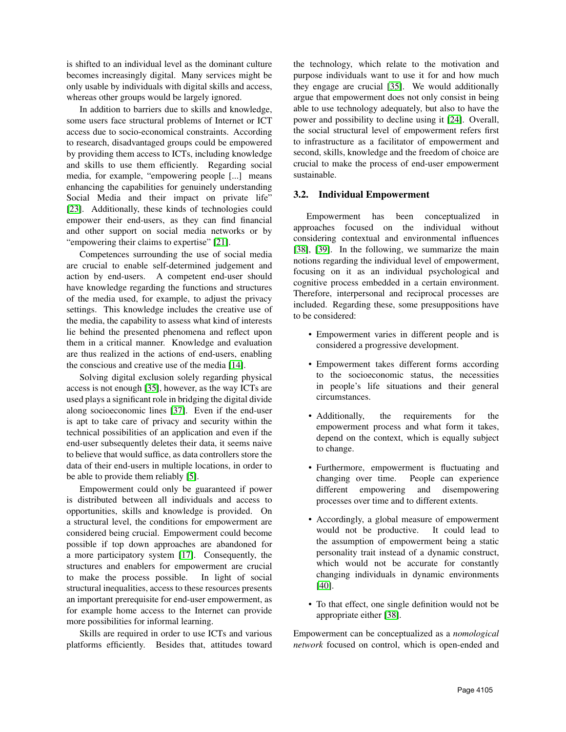is shifted to an individual level as the dominant culture becomes increasingly digital. Many services might be only usable by individuals with digital skills and access, whereas other groups would be largely ignored.

In addition to barriers due to skills and knowledge, some users face structural problems of Internet or ICT access due to socio-economical constraints. According to research, disadvantaged groups could be empowered by providing them access to ICTs, including knowledge and skills to use them efficiently. Regarding social media, for example, "empowering people [...] means enhancing the capabilities for genuinely understanding Social Media and their impact on private life" [23]. Additionally, these kinds of technologies could empower their end-users, as they can find financial and other support on social media networks or by "empowering their claims to expertise" [21].

Competences surrounding the use of social media are crucial to enable self-determined judgement and action by end-users. A competent end-user should have knowledge regarding the functions and structures of the media used, for example, to adjust the privacy settings. This knowledge includes the creative use of the media, the capability to assess what kind of interests lie behind the presented phenomena and reflect upon them in a critical manner. Knowledge and evaluation are thus realized in the actions of end-users, enabling the conscious and creative use of the media [14].

Solving digital exclusion solely regarding physical access is not enough [35], however, as the way ICTs are used plays a significant role in bridging the digital divide along socioeconomic lines [37]. Even if the end-user is apt to take care of privacy and security within the technical possibilities of an application and even if the end-user subsequently deletes their data, it seems naive to believe that would suffice, as data controllers store the data of their end-users in multiple locations, in order to be able to provide them reliably [5].

Empowerment could only be guaranteed if power is distributed between all individuals and access to opportunities, skills and knowledge is provided. On a structural level, the conditions for empowerment are considered being crucial. Empowerment could become possible if top down approaches are abandoned for a more participatory system [17]. Consequently, the structures and enablers for empowerment are crucial to make the process possible. In light of social structural inequalities, access to these resources presents an important prerequisite for end-user empowerment, as for example home access to the Internet can provide more possibilities for informal learning.

Skills are required in order to use ICTs and various platforms efficiently. Besides that, attitudes toward the technology, which relate to the motivation and purpose individuals want to use it for and how much they engage are crucial [35]. We would additionally argue that empowerment does not only consist in being able to use technology adequately, but also to have the power and possibility to decline using it [24]. Overall, the social structural level of empowerment refers first to infrastructure as a facilitator of empowerment and second, skills, knowledge and the freedom of choice are crucial to make the process of end-user empowerment sustainable.

### 3.2. Individual Empowerment

Empowerment has been conceptualized in approaches focused on the individual without considering contextual and environmental influences [38], [39]. In the following, we summarize the main notions regarding the individual level of empowerment, focusing on it as an individual psychological and cognitive process embedded in a certain environment. Therefore, interpersonal and reciprocal processes are included. Regarding these, some presuppositions have to be considered:

- Empowerment varies in different people and is considered a progressive development.
- Empowerment takes different forms according to the socioeconomic status, the necessities in people's life situations and their general circumstances.
- Additionally, the requirements for the empowerment process and what form it takes, depend on the context, which is equally subject to change.
- Furthermore, empowerment is fluctuating and changing over time. People can experience different empowering and disempowering processes over time and to different extents.
- Accordingly, a global measure of empowerment would not be productive. It could lead to the assumption of empowerment being a static personality trait instead of a dynamic construct, which would not be accurate for constantly changing individuals in dynamic environments [40].
- To that effect, one single definition would not be appropriate either [38].

Empowerment can be conceptualized as a *nomological network* focused on control, which is open-ended and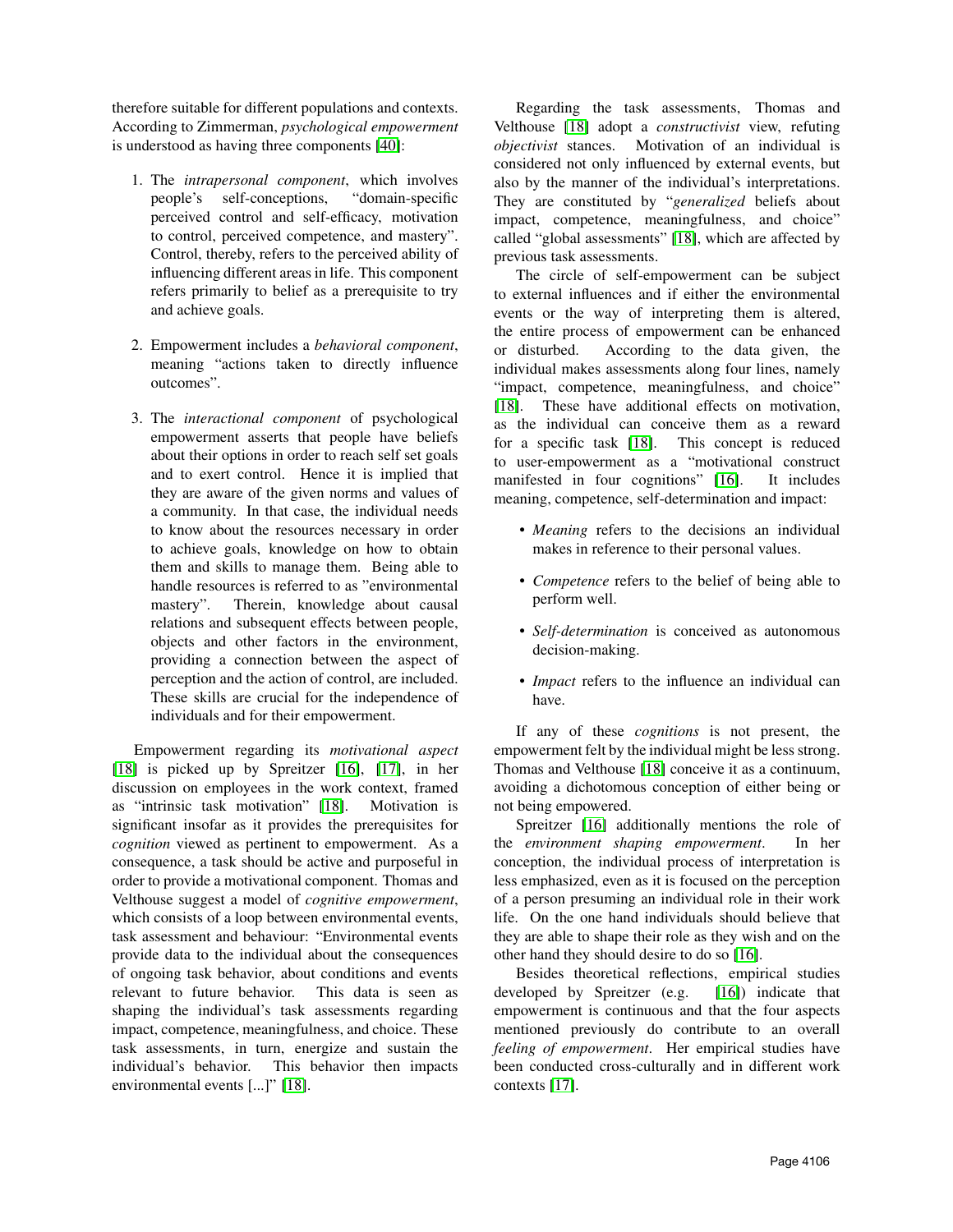therefore suitable for different populations and contexts. According to Zimmerman, *psychological empowerment* is understood as having three components [40]:

1. The *intrapersonal component*, which involves people's self-conceptions, "domain-specific perceived control and self-efficacy, motivation to control, perceived competence, and mastery". Control, thereby, refers to the perceived ability of influencing different areas in life. This component refers primarily to belief as a prerequisite to try and achieve goals.

2. Empowerment includes a *behavioral component*, meaning "actions taken to directly influence outcomes".

3. The *interactional component* of psychological empowerment asserts that people have beliefs about their options in order to reach self set goals and to exert control. Hence it is implied that they are aware of the given norms and values of a community. In that case, the individual needs to know about the resources necessary in order to achieve goals, knowledge on how to obtain them and skills to manage them. Being able to handle resources is referred to as "environmental mastery". Therein, knowledge about causal relations and subsequent effects between people, objects and other factors in the environment, providing a connection between the aspect of perception and the action of control, are included. These skills are crucial for the independence of individuals and for their empowerment.

Empowerment regarding its *motivational aspect* [18] is picked up by Spreitzer [16], [17], in her discussion on employees in the work context, framed as "intrinsic task motivation" [18]. Motivation is significant insofar as it provides the prerequisites for *cognition* viewed as pertinent to empowerment. As a consequence, a task should be active and purposeful in order to provide a motivational component. Thomas and Velthouse suggest a model of *cognitive empowerment*, which consists of a loop between environmental events, task assessment and behaviour: "Environmental events provide data to the individual about the consequences of ongoing task behavior, about conditions and events relevant to future behavior. This data is seen as shaping the individual's task assessments regarding impact, competence, meaningfulness, and choice. These task assessments, in turn, energize and sustain the individual's behavior. This behavior then impacts environmental events [...]" [18].

Regarding the task assessments, Thomas and Velthouse [18] adopt a *constructivist* view, refuting *objectivist* stances. Motivation of an individual is considered not only influenced by external events, but also by the manner of the individual's interpretations. They are constituted by "*generalized* beliefs about impact, competence, meaningfulness, and choice" called "global assessments" [18], which are affected by previous task assessments.

The circle of self-empowerment can be subject to external influences and if either the environmental events or the way of interpreting them is altered, the entire process of empowerment can be enhanced or disturbed. According to the data given, the individual makes assessments along four lines, namely "impact, competence, meaningfulness, and choice" [18]. These have additional effects on motivation, as the individual can conceive them as a reward for a specific task [18]. This concept is reduced to user-empowerment as a "motivational construct manifested in four cognitions" [16]. It includes meaning, competence, self-determination and impact:

- *Meaning* refers to the decisions an individual makes in reference to their personal values.
- *Competence* refers to the belief of being able to perform well.
- *Self-determination* is conceived as autonomous decision-making.
- *Impact* refers to the influence an individual can have.

If any of these *cognitions* is not present, the empowerment felt by the individual might be less strong. Thomas and Velthouse [18] conceive it as a continuum, avoiding a dichotomous conception of either being or not being empowered.

Spreitzer [16] additionally mentions the role of the *environment shaping empowerment*. In her conception, the individual process of interpretation is less emphasized, even as it is focused on the perception of a person presuming an individual role in their work life. On the one hand individuals should believe that they are able to shape their role as they wish and on the other hand they should desire to do so [16].

Besides theoretical reflections, empirical studies developed by Spreitzer (e.g. [16]) indicate that empowerment is continuous and that the four aspects mentioned previously do contribute to an overall *feeling of empowerment*. Her empirical studies have been conducted cross-culturally and in different work contexts [17].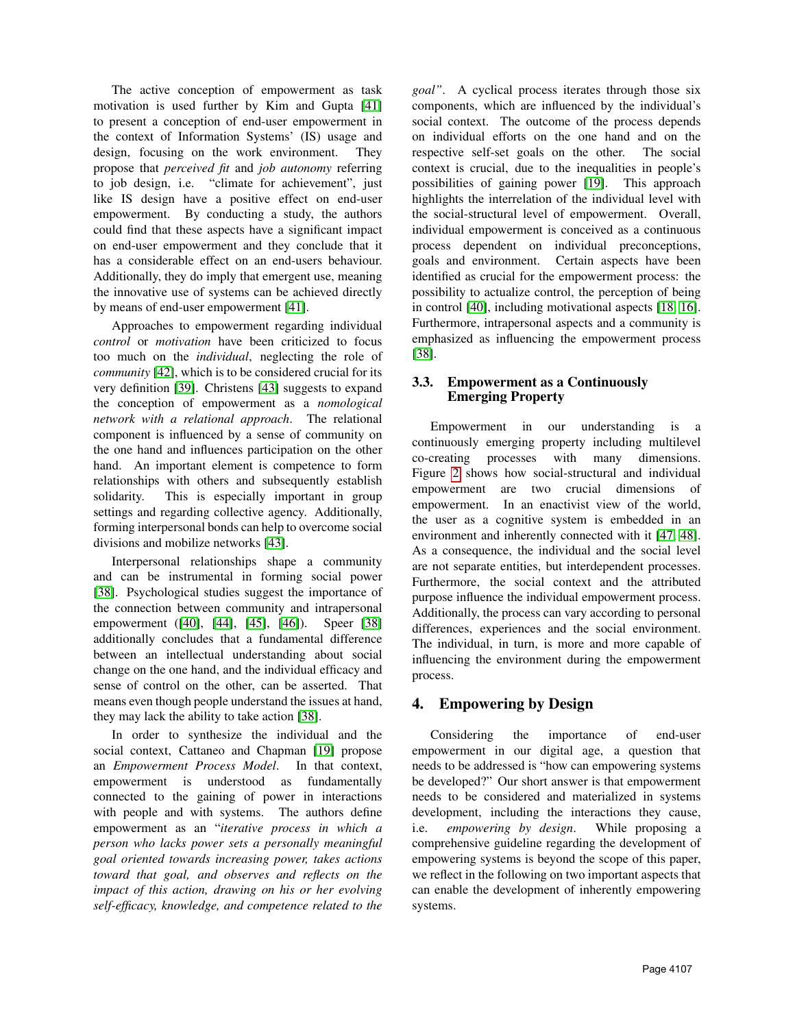The active conception of empowerment as task motivation is used further by Kim and Gupta [41] to present a conception of end-user empowerment in the context of Information Systems' (IS) usage and design, focusing on the work environment. They propose that *perceived fit* and *job autonomy* referring to job design, i.e. "climate for achievement", just like IS design have a positive effect on end-user empowerment. By conducting a study, the authors could find that these aspects have a significant impact on end-user empowerment and they conclude that it has a considerable effect on an end-users behaviour. Additionally, they do imply that emergent use, meaning the innovative use of systems can be achieved directly by means of end-user empowerment [41].

Approaches to empowerment regarding individual *control* or *motivation* have been criticized to focus too much on the *individual*, neglecting the role of *community* [42], which is to be considered crucial for its very definition [39]. Christens [43] suggests to expand the conception of empowerment as a *nomological network with a relational approach*. The relational component is influenced by a sense of community on the one hand and influences participation on the other hand. An important element is competence to form relationships with others and subsequently establish solidarity. This is especially important in group settings and regarding collective agency. Additionally, forming interpersonal bonds can help to overcome social divisions and mobilize networks [43].

Interpersonal relationships shape a community and can be instrumental in forming social power [38]. Psychological studies suggest the importance of the connection between community and intrapersonal empowerment ([40], [44], [45], [46]). Speer [38] additionally concludes that a fundamental difference between an intellectual understanding about social change on the one hand, and the individual efficacy and sense of control on the other, can be asserted. That means even though people understand the issues at hand, they may lack the ability to take action [38].

In order to synthesize the individual and the social context, Cattaneo and Chapman [19] propose an *Empowerment Process Model*. In that context, empowerment is understood as fundamentally connected to the gaining of power in interactions with people and with systems. The authors define empowerment as an "*iterative process in which a person who lacks power sets a personally meaningful goal oriented towards increasing power, takes actions toward that goal, and observes and reflects on the impact of this action, drawing on his or her evolving self-efficacy, knowledge, and competence related to the goal*". A cyclical process iterates through those six components, which are influenced by the individual's social context. The outcome of the process depends on individual efforts on the one hand and on the respective self-set goals on the other. The social context is crucial, due to the inequalities in people's possibilities of gaining power [19]. This approach highlights the interrelation of the individual level with the social-structural level of empowerment. Overall, individual empowerment is conceived as a continuous process dependent on individual preconceptions, goals and environment. Certain aspects have been identified as crucial for the empowerment process: the possibility to actualize control, the perception of being in control [40], including motivational aspects [18, 16]. Furthermore, intrapersonal aspects and a community is emphasized as influencing the empowerment process [38].

### 3.3. Empowerment as a Continuously Emerging Property

Empowerment in our understanding is a continuously emerging property including multilevel co-creating processes with many dimensions. Figure 2 shows how social-structural and individual empowerment are two crucial dimensions of empowerment. In an enactivist view of the world, the user as a cognitive system is embedded in an environment and inherently connected with it [47, 48]. As a consequence, the individual and the social level are not separate entities, but interdependent processes. Furthermore, the social context and the attributed purpose influence the individual empowerment process. Additionally, the process can vary according to personal differences, experiences and the social environment. The individual, in turn, is more and more capable of influencing the environment during the empowerment process.

## 4. Empowering by Design

Considering the importance of end-user empowerment in our digital age, a question that needs to be addressed is "how can empowering systems be developed?" Our short answer is that empowerment needs to be considered and materialized in systems development, including the interactions they cause, i.e. *empowering by design*. While proposing a comprehensive guideline regarding the development of empowering systems is beyond the scope of this paper, we reflect in the following on two important aspects that can enable the development of inherently empowering systems.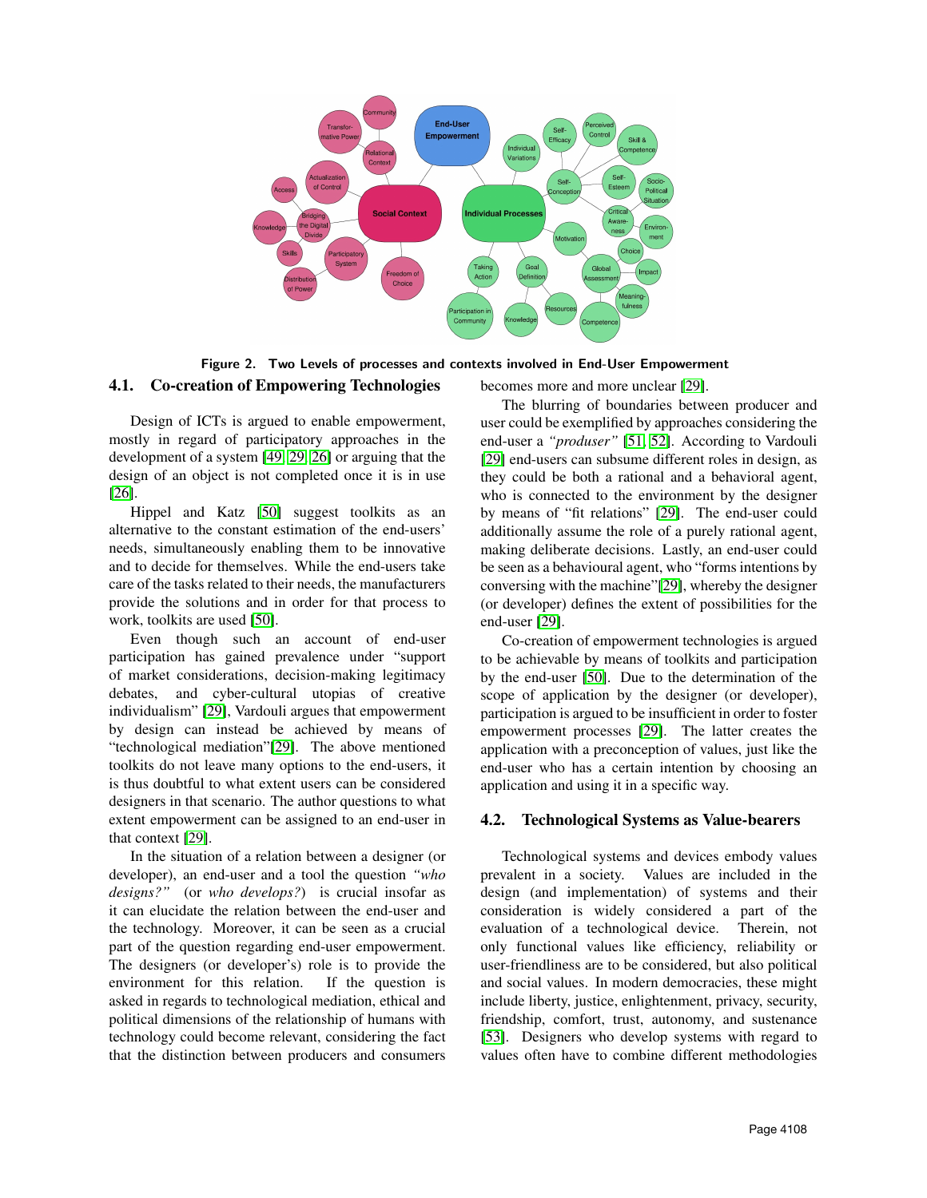Figure 2. Two Levels of processes and contexts involved in End-User Empowerment

### 4.1. Co-creation of Empowering Technologies

Design of ICTs is argued to enable empowerment, mostly in regard of participatory approaches in the development of a system [49, 29, 26] or arguing that the design of an object is not completed once it is in use [26].

Hippel and Katz [50] suggest toolkits as an alternative to the constant estimation of the end-users' needs, simultaneously enabling them to be innovative and to decide for themselves. While the end-users take care of the tasks related to their needs, the manufacturers provide the solutions and in order for that process to work, toolkits are used [50].

Even though such an account of end-user participation has gained prevalence under "support of market considerations, decision-making legitimacy debates, and cyber-cultural utopias of creative individualism" [29], Vardouli argues that empowerment by design can instead be achieved by means of "technological mediation"[29]. The above mentioned toolkits do not leave many options to the end-users, it is thus doubtful to what extent users can be considered designers in that scenario. The author questions to what extent empowerment can be assigned to an end-user in that context [29].

In the situation of a relation between a designer (or developer), an end-user and a tool the question *"who designs?"* (or *who develops?*) is crucial insofar as it can elucidate the relation between the end-user and the technology. Moreover, it can be seen as a crucial part of the question regarding end-user empowerment. The designers (or developer's) role is to provide the environment for this relation. If the question is asked in regards to technological mediation, ethical and political dimensions of the relationship of humans with technology could become relevant, considering the fact that the distinction between producers and consumers becomes more and more unclear [29].

The blurring of boundaries between producer and user could be exemplified by approaches considering the end-user a *"produser"* [51, 52]. According to Vardouli [29] end-users can subsume different roles in design, as they could be both a rational and a behavioral agent, who is connected to the environment by the designer by means of "fit relations" [29]. The end-user could additionally assume the role of a purely rational agent, making deliberate decisions. Lastly, an end-user could be seen as a behavioural agent, who "forms intentions by conversing with the machine"[29], whereby the designer (or developer) defines the extent of possibilities for the end-user [29].

Co-creation of empowerment technologies is argued to be achievable by means of toolkits and participation by the end-user [50]. Due to the determination of the scope of application by the designer (or developer), participation is argued to be insufficient in order to foster empowerment processes [29]. The latter creates the application with a preconception of values, just like the end-user who has a certain intention by choosing an application and using it in a specific way.

### 4.2. Technological Systems as Value-bearers

Technological systems and devices embody values prevalent in a society. Values are included in the design (and implementation) of systems and their consideration is widely considered a part of the evaluation of a technological device. Therein, not only functional values like efficiency, reliability or user-friendliness are to be considered, but also political and social values. In modern democracies, these might include liberty, justice, enlightenment, privacy, security, friendship, comfort, trust, autonomy, and sustenance [53]. Designers who develop systems with regard to values often have to combine different methodologies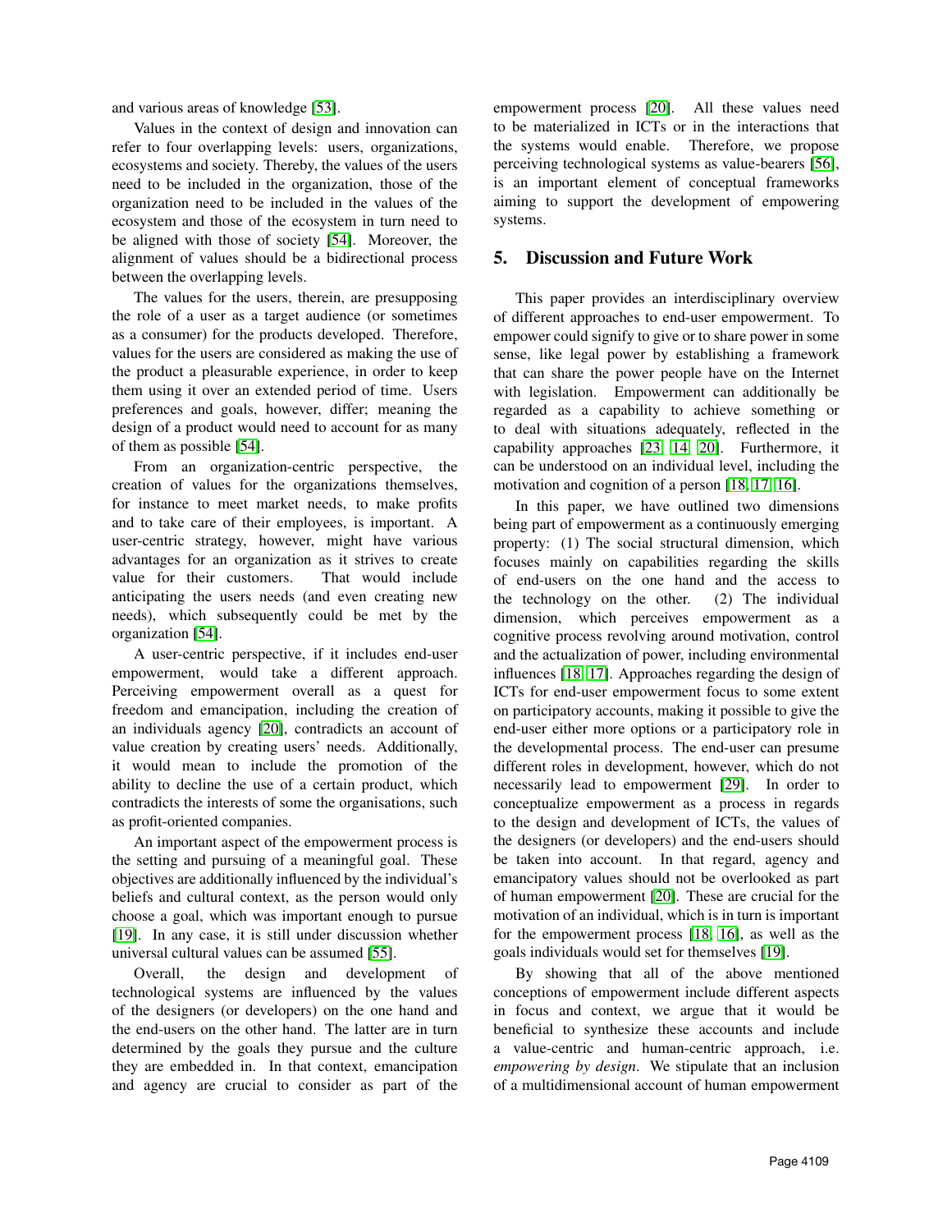and various areas of knowledge [53].

Values in the context of design and innovation can refer to four overlapping levels: users, organizations, ecosystems and society. Thereby, the values of the users need to be included in the organization, those of the organization need to be included in the values of the ecosystem and those of the ecosystem in turn need to be aligned with those of society [54]. Moreover, the alignment of values should be a bidirectional process between the overlapping levels.

The values for the users, therein, are presupposing the role of a user as a target audience (or sometimes as a consumer) for the products developed. Therefore, values for the users are considered as making the use of the product a pleasurable experience, in order to keep them using it over an extended period of time. Users preferences and goals, however, differ; meaning the design of a product would need to account for as many of them as possible [54].

From an organization-centric perspective, the creation of values for the organizations themselves, for instance to meet market needs, to make profits and to take care of their employees, is important. A user-centric strategy, however, might have various advantages for an organization as it strives to create value for their customers. That would include anticipating the users needs (and even creating new needs), which subsequently could be met by the organization [54].

A user-centric perspective, if it includes end-user empowerment, would take a different approach. Perceiving empowerment overall as a quest for freedom and emancipation, including the creation of an individuals agency [20], contradicts an account of value creation by creating users' needs. Additionally, it would mean to include the promotion of the ability to decline the use of a certain product, which contradicts the interests of some the organisations, such as profit-oriented companies.

An important aspect of the empowerment process is the setting and pursuing of a meaningful goal. These objectives are additionally influenced by the individual's beliefs and cultural context, as the person would only choose a goal, which was important enough to pursue [19]. In any case, it is still under discussion whether universal cultural values can be assumed [55].

Overall, the design and development of technological systems are influenced by the values of the designers (or developers) on the one hand and the end-users on the other hand. The latter are in turn determined by the goals they pursue and the culture they are embedded in. In that context, emancipation and agency are crucial to consider as part of the empowerment process [20]. All these values need to be materialized in ICTs or in the interactions that the systems would enable. Therefore, we propose perceiving technological systems as value-bearers [56], is an important element of conceptual frameworks aiming to support the development of empowering systems.

## 5. Discussion and Future Work

This paper provides an interdisciplinary overview of different approaches to end-user empowerment. To empower could signify to give or to share power in some sense, like legal power by establishing a framework that can share the power people have on the Internet with legislation. Empowerment can additionally be regarded as a capability to achieve something or to deal with situations adequately, reflected in the capability approaches [23, 14, 20]. Furthermore, it can be understood on an individual level, including the motivation and cognition of a person [18, 17, 16].

In this paper, we have outlined two dimensions being part of empowerment as a continuously emerging property: (1) The social structural dimension, which focuses mainly on capabilities regarding the skills of end-users on the one hand and the access to the technology on the other. (2) The individual dimension, which perceives empowerment as a cognitive process revolving around motivation, control and the actualization of power, including environmental influences [18, 17]. Approaches regarding the design of ICTs for end-user empowerment focus to some extent on participatory accounts, making it possible to give the end-user either more options or a participatory role in the developmental process. The end-user can presume different roles in development, however, which do not necessarily lead to empowerment [29]. In order to conceptualize empowerment as a process in regards to the design and development of ICTs, the values of the designers (or developers) and the end-users should be taken into account. In that regard, agency and emancipatory values should not be overlooked as part of human empowerment [20]. These are crucial for the motivation of an individual, which is in turn is important for the empowerment process [18, 16], as well as the goals individuals would set for themselves [19].

By showing that all of the above mentioned conceptions of empowerment include different aspects in focus and context, we argue that it would be beneficial to synthesize these accounts and include a value-centric and human-centric approach, i.e. *empowering by design*. We stipulate that an inclusion of a multidimensional account of human empowerment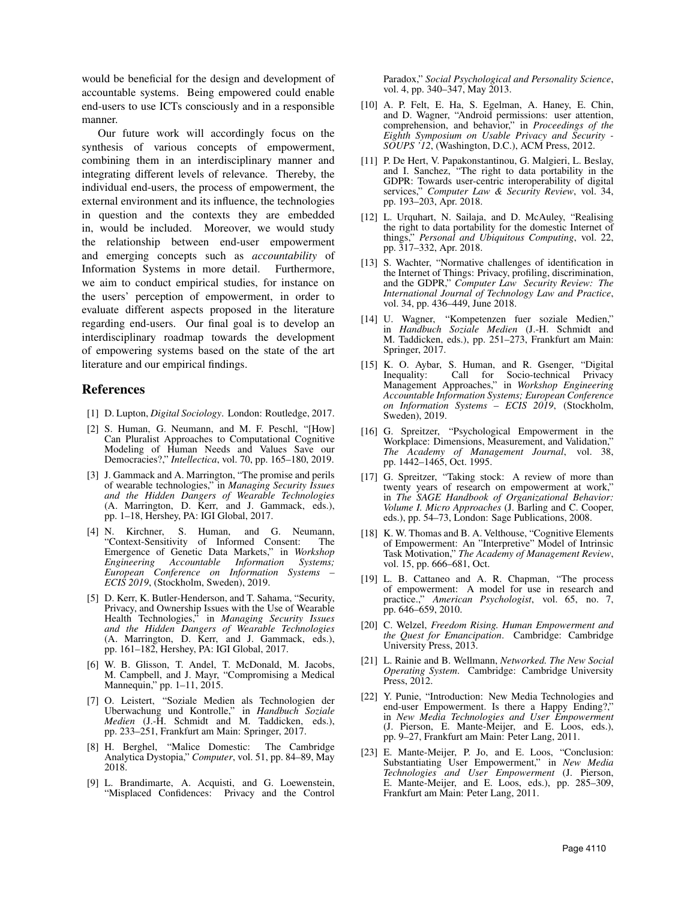would be beneficial for the design and development of accountable systems. Being empowered could enable end-users to use ICTs consciously and in a responsible manner.

Our future work will accordingly focus on the synthesis of various concepts of empowerment, combining them in an interdisciplinary manner and integrating different levels of relevance. Thereby, the individual end-users, the process of empowerment, the external environment and its influence, the technologies in question and the contexts they are embedded in, would be included. Moreover, we would study the relationship between end-user empowerment and emerging concepts such as *accountability* of Information Systems in more detail. Furthermore, we aim to conduct empirical studies, for instance on the users' perception of empowerment, in order to evaluate different aspects proposed in the literature regarding end-users. Our final goal is to develop an interdisciplinary roadmap towards the development of empowering systems based on the state of the art literature and our empirical findings.

## References

[1] D. Lupton, *Digital Sociology*. London: Routledge, 2017.

[2] S. Human, G. Neumann, and M. F. Peschl, "[How] Can Pluralist Approaches to Computational Cognitive Modeling of Human Needs and Values Save our Democracies?," *Intellectica*, vol. 70, pp. 165–180, 2019.

[3] J. Gammack and A. Marrington, "The promise and perils of wearable technologies," in *Managing Security Issues and the Hidden Dangers of Wearable Technologies* (A. Marrington, D. Kerr, and J. Gammack, eds.), pp. 1–18, Hershey, PA: IGI Global, 2017.

[4] N. Kirchner, S. Human, and G. Neumann, "Context-Sensitivity of Informed Consent: The Emergence of Genetic Data Markets," in *Workshop Engineering Accountable Information Systems; European Conference on Information Systems – ECIS 2019*, (Stockholm, Sweden), 2019.

[5] D. Kerr, K. Butler-Henderson, and T. Sahama, "Security, Privacy, and Ownership Issues with the Use of Wearable Health Technologies," in *Managing Security Issues and the Hidden Dangers of Wearable Technologies* (A. Marrington, D. Kerr, and J. Gammack, eds.), pp. 161–182, Hershey, PA: IGI Global, 2017.

[6] W. B. Glisson, T. Andel, T. McDonald, M. Jacobs, M. Campbell, and J. Mayr, "Compromising a Medical Mannequin," pp. 1–11, 2015.

[7] O. Leistert, "Soziale Medien als Technologien der Uberwachung und Kontrolle," in *Handbuch Soziale Medien* (J.-H. Schmidt and M. Taddicken, eds.), pp. 233–251, Frankfurt am Main: Springer, 2017.

[8] H. Berghel, "Malice Domestic: The Cambridge Analytica Dystopia," *Computer*, vol. 51, pp. 84–89, May 2018.

[9] L. Brandimarte, A. Acquisti, and G. Loewenstein, "Misplaced Confidences: Privacy and the Control Paradox," *Social Psychological and Personality Science*, vol. 4, pp. 340–347, May 2013.

[10] A. P. Felt, E. Ha, S. Egelman, A. Haney, E. Chin, and D. Wagner, "Android permissions: user attention, comprehension, and behavior," in *Proceedings of the Eighth Symposium on Usable Privacy and Security - SOUPS '12*, (Washington, D.C.), ACM Press, 2012.

[11] P. De Hert, V. Papakonstantinou, G. Malgieri, L. Beslay, and I. Sanchez, "The right to data portability in the GDPR: Towards user-centric interoperability of digital services," *Computer Law & Security Review*, vol. 34, pp. 193–203, Apr. 2018.

[12] L. Urquhart, N. Sailaja, and D. McAuley, "Realising the right to data portability for the domestic Internet of things," *Personal and Ubiquitous Computing*, vol. 22, pp. 317–332, Apr. 2018.

[13] S. Wachter, "Normative challenges of identification in the Internet of Things: Privacy, profiling, discrimination, and the GDPR," *Computer Law Security Review: The International Journal of Technology Law and Practice*, vol. 34, pp. 436–449, June 2018.

[14] U. Wagner, "Kompetenzen fuer soziale Medien," in *Handbuch Soziale Medien* (J.-H. Schmidt and M. Taddicken, eds.), pp. 251–273, Frankfurt am Main: Springer, 2017.

[15] K. O. Aybar, S. Human, and R. Gsenger, "Digital Inequality: Call for Socio-technical Privacy Management Approaches," in *Workshop Engineering Accountable Information Systems; European Conference on Information Systems – ECIS 2019*, (Stockholm, Sweden), 2019.

[16] G. Spreitzer, "Psychological Empowerment in the Workplace: Dimensions, Measurement, and Validation," *The Academy of Management Journal*, vol. 38, pp. 1442–1465, Oct. 1995.

[17] G. Spreitzer, "Taking stock: A review of more than twenty years of research on empowerment at work," in *The SAGE Handbook of Organizational Behavior: Volume I. Micro Approaches* (J. Barling and C. Cooper, eds.), pp. 54–73, London: Sage Publications, 2008.

[18] K. W. Thomas and B. A. Velthouse, "Cognitive Elements of Empowerment: An "Interpretive" Model of Intrinsic Task Motivation," *The Academy of Management Review*, vol. 15, pp. 666–681, Oct.

[19] L. B. Cattaneo and A. R. Chapman, "The process of empowerment: A model for use in research and practice.," *American Psychologist*, vol. 65, no. 7, pp. 646–659, 2010.

[20] C. Welzel, *Freedom Rising. Human Empowerment and the Quest for Emancipation*. Cambridge: Cambridge University Press, 2013.

[21] L. Rainie and B. Wellmann, *Networked. The New Social Operating System*. Cambridge: Cambridge University Press, 2012.

[22] Y. Punie, "Introduction: New Media Technologies and end-user Empowerment. Is there a Happy Ending?," in *New Media Technologies and User Empowerment* (J. Pierson, E. Mante-Meijer, and E. Loos, eds.), pp. 9–27, Frankfurt am Main: Peter Lang, 2011.

[23] E. Mante-Meijer, P. Jo, and E. Loos, "Conclusion: Substantiating User Empowerment," in *New Media Technologies and User Empowerment* (J. Pierson, E. Mante-Meijer, and E. Loos, eds.), pp. 285–309, Frankfurt am Main: Peter Lang, 2011.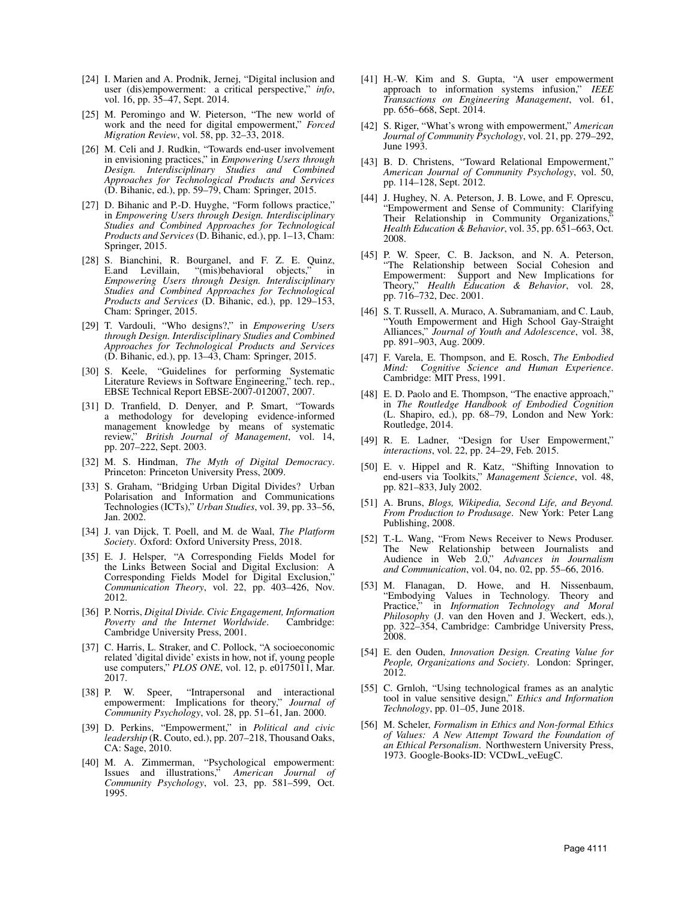[24] I. Marien and A. Prodnik, Jernej, "Digital inclusion and user (dis)empowerment: a critical perspective," *info*, vol. 16, pp. 35–47, Sept. 2014.

[25] M. Peromingo and W. Pieterson, "The new world of work and the need for digital empowerment," *Forced Migration Review*, vol. 58, pp. 32–33, 2018.

[26] M. Celi and J. Rudkin, "Towards end-user involvement in envisioning practices," in *Empowering Users through Design. Interdisciplinary Studies and Combined Approaches for Technological Products and Services* (D. Bihanic, ed.), pp. 59–79, Cham: Springer, 2015.

[27] D. Bihanic and P.-D. Huyghe, "Form follows practice," in *Empowering Users through Design. Interdisciplinary Studies and Combined Approaches for Technological Products and Services* (D. Bihanic, ed.), pp. 1–13, Cham: Springer, 2015.

[28] S. Bianchini, R. Bourganel, and F. Z. E. Quinz, E.and Levillain, "(mis)behavioral objects," in *Empowering Users through Design. Interdisciplinary Studies and Combined Approaches for Technological Products and Services* (D. Bihanic, ed.), pp. 129–153, Cham: Springer, 2015.

[29] T. Vardouli, "Who designs?," in *Empowering Users through Design. Interdisciplinary Studies and Combined Approaches for Technological Products and Services* (D. Bihanic, ed.), pp. 13–43, Cham: Springer, 2015.

[30] S. Keele, "Guidelines for performing Systematic Literature Reviews in Software Engineering," tech. rep., EBSE Technical Report EBSE-2007-012007, 2007.

[31] D. Tranfield, D. Denyer, and P. Smart, "Towards a methodology for developing evidence-informed management knowledge by means of systematic review," *British Journal of Management*, vol. 14, pp. 207–222, Sept. 2003.

[32] M. S. Hindman, *The Myth of Digital Democracy*. Princeton: Princeton University Press, 2009.

[33] S. Graham, "Bridging Urban Digital Divides? Urban Polarisation and Information and Communications Technologies (ICTs)," *Urban Studies*, vol. 39, pp. 33–56, Jan. 2002.

[34] J. van Dijck, T. Poell, and M. de Waal, *The Platform Society*. Oxford: Oxford University Press, 2018.

[35] E. J. Helsper, "A Corresponding Fields Model for the Links Between Social and Digital Exclusion: A Corresponding Fields Model for Digital Exclusion," *Communication Theory*, vol. 22, pp. 403–426, Nov. 2012.

[36] P. Norris, *Digital Divide. Civic Engagement, Information Poverty and the Internet Worldwide*. Cambridge: Cambridge University Press, 2001.

[37] C. Harris, L. Straker, and C. Pollock, "A socioeconomic related 'digital divide' exists in how, not if, young people use computers," *PLOS ONE*, vol. 12, p. e0175011, Mar. 2017.

[38] P. W. Speer, "Intrapersonal and interactional empowerment: Implications for theory," *Journal of Community Psychology*, vol. 28, pp. 51–61, Jan. 2000.

[39] D. Perkins, "Empowerment," in *Political and civic leadership* (R. Couto, ed.), pp. 207–218, Thousand Oaks, CA: Sage, 2010.

[40] M. A. Zimmerman, "Psychological empowerment: Issues and illustrations," *American Journal of Community Psychology*, vol. 23, pp. 581–599, Oct. 1995.

[41] H.-W. Kim and S. Gupta, "A user empowerment approach to information systems infusion," *IEEE Transactions on Engineering Management*, vol. 61, pp. 656–668, Sept. 2014.

[42] S. Riger, "What's wrong with empowerment," *American Journal of Community Psychology*, vol. 21, pp. 279–292, June 1993.

[43] B. D. Christens, "Toward Relational Empowerment," *American Journal of Community Psychology*, vol. 50, pp. 114–128, Sept. 2012.

[44] J. Hughey, N. A. Peterson, J. B. Lowe, and F. Oprescu, "Empowerment and Sense of Community: Clarifying Their Relationship in Community Organizations," *Health Education & Behavior*, vol. 35, pp. 651–663, Oct. 2008.

[45] P. W. Speer, C. B. Jackson, and N. A. Peterson, "The Relationship between Social Cohesion and Empowerment: Support and New Implications for Theory," *Health Education & Behavior*, vol. 28, pp. 716–732, Dec. 2001.

[46] S. T. Russell, A. Muraco, A. Subramaniam, and C. Laub, "Youth Empowerment and High School Gay-Straight Alliances," *Journal of Youth and Adolescence*, vol. 38, pp. 891–903, Aug. 2009.

[47] F. Varela, E. Thompson, and E. Rosch, *The Embodied Mind: Cognitive Science and Human Experience*. Cambridge: MIT Press, 1991.

[48] E. D. Paolo and E. Thompson, "The enactive approach," in *The Routledge Handbook of Embodied Cognition* (L. Shapiro, ed.), pp. 68–79, London and New York: Routledge, 2014.

[49] R. E. Ladner, "Design for User Empowerment," *interactions*, vol. 22, pp. 24–29, Feb. 2015.

[50] E. v. Hippel and R. Katz, "Shifting Innovation to end-users via Toolkits," *Management Science*, vol. 48, pp. 821–833, July 2002.

[51] A. Bruns, *Blogs, Wikipedia, Second Life, and Beyond. From Production to Produsage*. New York: Peter Lang Publishing, 2008.

[52] T.-L. Wang, "From News Receiver to News Produser. The New Relationship between Journalists and Audience in Web 2.0," *Advances in Journalism and Communication*, vol. 04, no. 02, pp. 55–66, 2016.

[53] M. Flanagan, D. Howe, and H. Nissenbaum, "Embodying Values in Technology. Theory and Practice," in *Information Technology and Moral Philosophy* (J. van den Hoven and J. Weckert, eds.), pp. 322–354, Cambridge: Cambridge University Press, 2008.

[54] E. den Ouden, *Innovation Design. Creating Value for People, Organizations and Society*. London: Springer, 2012.

[55] C. Grnloh, "Using technological frames as an analytic tool in value sensitive design," *Ethics and Information Technology*, pp. 01–05, June 2018.

[56] M. Scheler, *Formalism in Ethics and Non-formal Ethics of Values: A New Attempt Toward the Foundation of an Ethical Personalism*. Northwestern University Press, 1973. Google-Books-ID: VCDwL_veEugC.